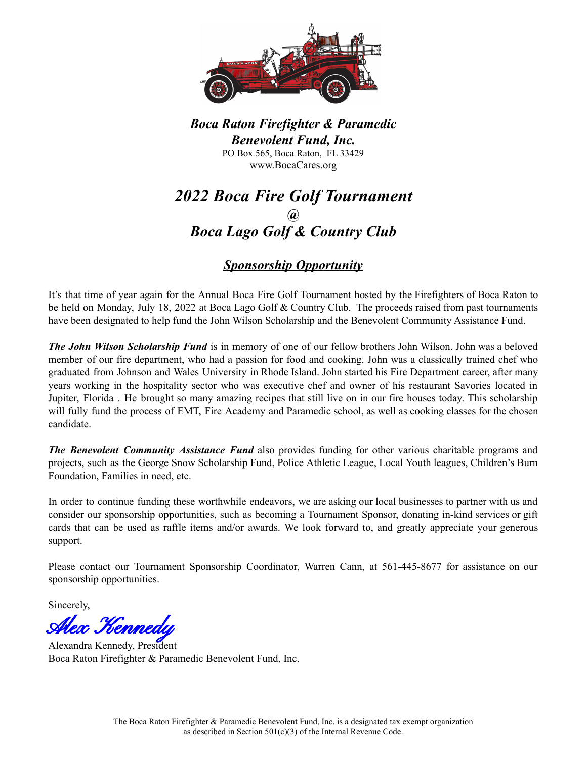***Boca Raton Firefighter & Paramedic Benevolent Fund, Inc.***

PO Box 565, Boca Raton, FL 33429
www.BocaCares.org

# *2022 Boca Fire Golf Tournament*
# *@*
# *Boca Lago Golf & Country Club*

## ***Sponsorship Opportunity***

It's that time of year again for the Annual Boca Fire Golf Tournament hosted by the Firefighters of Boca Raton to be held on Monday, July 18, 2022 at Boca Lago Golf & Country Club. The proceeds raised from past tournaments have been designated to help fund the John Wilson Scholarship and the Benevolent Community Assistance Fund.

***The John Wilson Scholarship Fund*** is in memory of one of our fellow brothers John Wilson. John was a beloved member of our fire department, who had a passion for food and cooking. John was a classically trained chef who graduated from Johnson and Wales University in Rhode Island. John started his Fire Department career, after many years working in the hospitality sector who was executive chef and owner of his restaurant Savories located in Jupiter, Florida . He brought so many amazing recipes that still live on in our fire houses today. This scholarship will fully fund the process of EMT, Fire Academy and Paramedic school, as well as cooking classes for the chosen candidate.

***The Benevolent Community Assistance Fund*** also provides funding for other various charitable programs and projects, such as the George Snow Scholarship Fund, Police Athletic League, Local Youth leagues, Children's Burn Foundation, Families in need, etc.

In order to continue funding these worthwhile endeavors, we are asking our local businesses to partner with us and consider our sponsorship opportunities, such as becoming a Tournament Sponsor, donating in-kind services or gift cards that can be used as raffle items and/or awards. We look forward to, and greatly appreciate your generous support.

Please contact our Tournament Sponsorship Coordinator, Warren Cann, at 561-445-8677 for assistance on our sponsorship opportunities.

Sincerely,

*Alex Kennedy*

Alexandra Kennedy, President
Boca Raton Firefighter & Paramedic Benevolent Fund, Inc.

The Boca Raton Firefighter & Paramedic Benevolent Fund, Inc. is a designated tax exempt organization as described in Section 501(c)(3) of the Internal Revenue Code.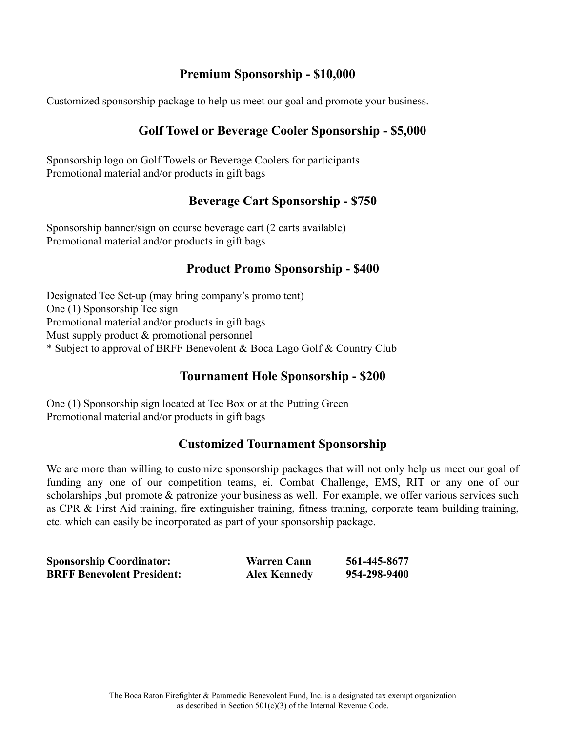## Premium Sponsorship - $10,000

Customized sponsorship package to help us meet our goal and promote your business.

## Golf Towel or Beverage Cooler Sponsorship - $5,000

Sponsorship logo on Golf Towels or Beverage Coolers for participants
Promotional material and/or products in gift bags

## Beverage Cart Sponsorship - $750

Sponsorship banner/sign on course beverage cart (2 carts available)
Promotional material and/or products in gift bags

## Product Promo Sponsorship - $400

Designated Tee Set-up (may bring company's promo tent)
One (1) Sponsorship Tee sign
Promotional material and/or products in gift bags
Must supply product & promotional personnel
* Subject to approval of BRFF Benevolent & Boca Lago Golf & Country Club

## Tournament Hole Sponsorship - $200

One (1) Sponsorship sign located at Tee Box or at the Putting Green
Promotional material and/or products in gift bags

## Customized Tournament Sponsorship

We are more than willing to customize sponsorship packages that will not only help us meet our goal of funding any one of our competition teams, ei. Combat Challenge, EMS, RIT or any one of our scholarships ,but promote & patronize your business as well. For example, we offer various services such as CPR & First Aid training, fire extinguisher training, fitness training, corporate team building training, etc. which can easily be incorporated as part of your sponsorship package.

| | | |
|---|---|---|
| **Sponsorship Coordinator:** | **Warren Cann** | **561-445-8677** |
| **BRFF Benevolent President:** | **Alex Kennedy** | **954-298-9400** |

The Boca Raton Firefighter & Paramedic Benevolent Fund, Inc. is a designated tax exempt organization as described in Section 501(c)(3) of the Internal Revenue Code.